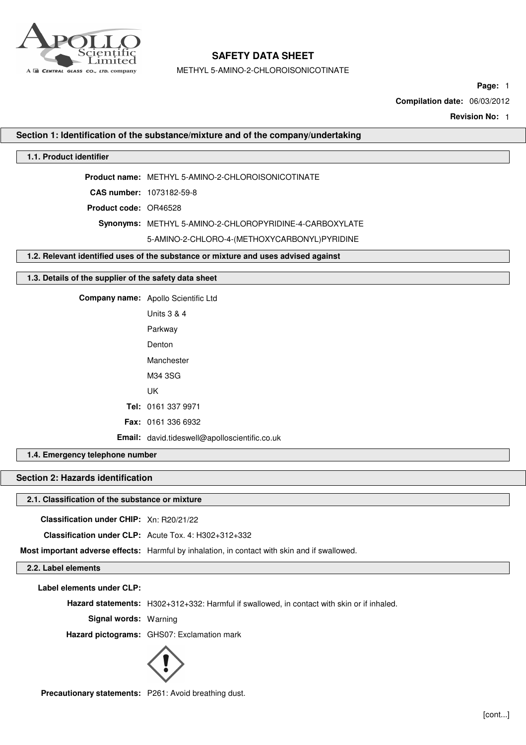# SAFETY DATA SHEET

METHYL 5-AMINO-2-CHLOROISONICOTINATE

**Compilation date:** 06/03/2012

**Revision No:** 1

## Section 1: Identification of the substance/mixture and of the company/undertaking

### 1.1. Product identifier

**Product name:** METHYL 5-AMINO-2-CHLOROISONICOTINATE

**CAS number:** 1073182-59-8

**Product code:** OR46528

**Synonyms:** METHYL 5-AMINO-2-CHLOROPYRIDINE-4-CARBOXYLATE

5-AMINO-2-CHLORO-4-(METHOXYCARBONYL)PYRIDINE

### 1.2. Relevant identified uses of the substance or mixture and uses advised against

### 1.3. Details of the supplier of the safety data sheet

**Company name:** Apollo Scientific Ltd

Units 3 & 4

Parkway

Denton

Manchester

M34 3SG

UK

**Tel:** 0161 337 9971

**Fax:** 0161 336 6932

**Email:** david.tideswell@apolloscientific.co.uk

### 1.4. Emergency telephone number

## Section 2: Hazards identification

### 2.1. Classification of the substance or mixture

**Classification under CHIP:** Xn: R20/21/22

**Classification under CLP:** Acute Tox. 4: H302+312+332

**Most important adverse effects:** Harmful by inhalation, in contact with skin and if swallowed.

### 2.2. Label elements

**Label elements under CLP:**

**Hazard statements:** H302+312+332: Harmful if swallowed, in contact with skin or if inhaled.

**Signal words:** Warning

**Hazard pictograms:** GHS07: Exclamation mark

**Precautionary statements:** P261: Avoid breathing dust.

[cont...]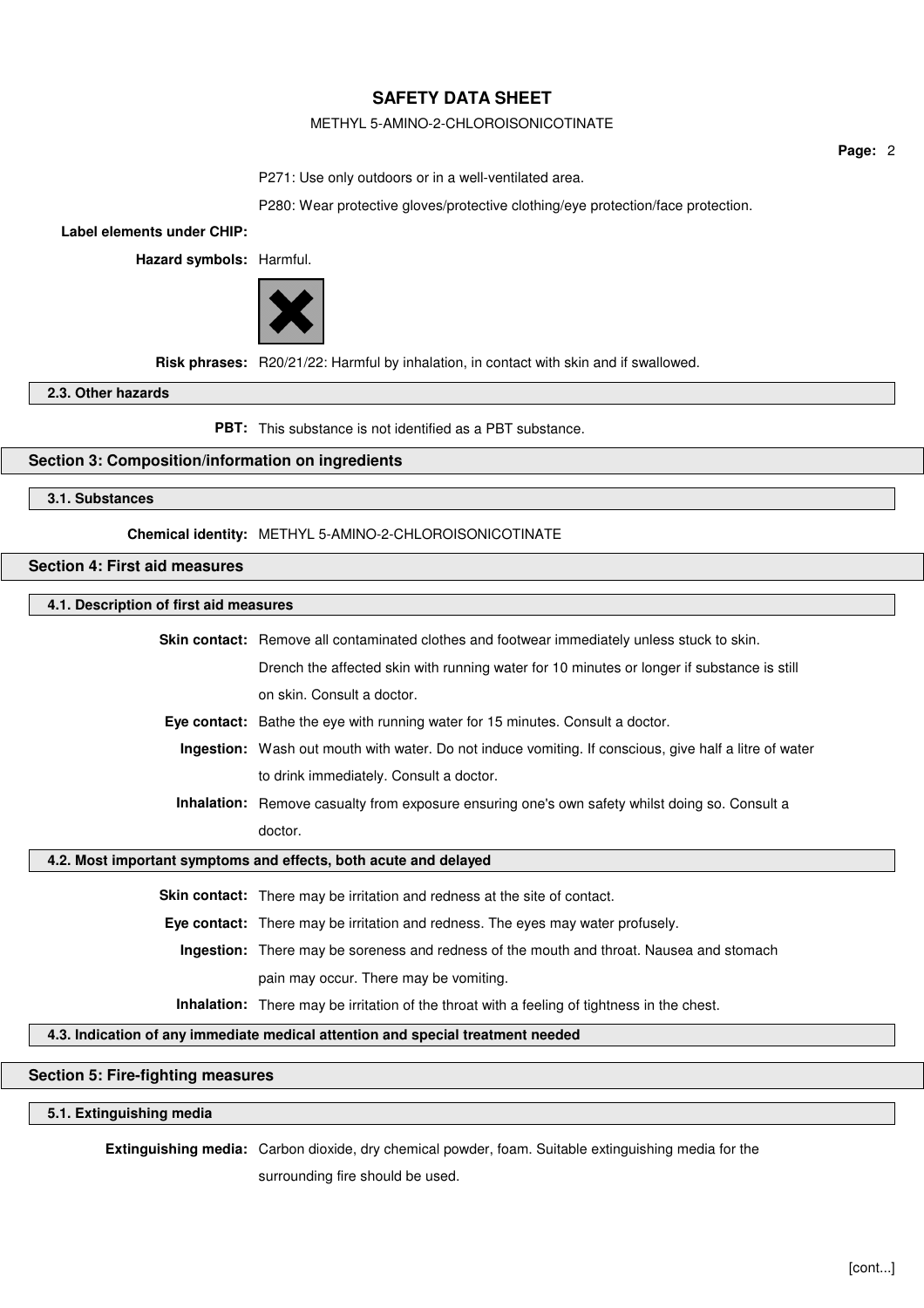P271: Use only outdoors or in a well-ventilated area.

P280: Wear protective gloves/protective clothing/eye protection/face protection.

**Label elements under CHIP:**

**Hazard symbols:** Harmful.

**Risk phrases:** R20/21/22: Harmful by inhalation, in contact with skin and if swallowed.

### 2.3. Other hazards

**PBT:** This substance is not identified as a PBT substance.

## Section 3: Composition/information on ingredients

### 3.1. Substances

**Chemical identity:** METHYL 5-AMINO-2-CHLOROISONICOTINATE

## Section 4: First aid measures

### 4.1. Description of first aid measures

**Skin contact:** Remove all contaminated clothes and footwear immediately unless stuck to skin. Drench the affected skin with running water for 10 minutes or longer if substance is still on skin. Consult a doctor.

**Eye contact:** Bathe the eye with running water for 15 minutes. Consult a doctor.

**Ingestion:** Wash out mouth with water. Do not induce vomiting. If conscious, give half a litre of water to drink immediately. Consult a doctor.

**Inhalation:** Remove casualty from exposure ensuring one's own safety whilst doing so. Consult a doctor.

### 4.2. Most important symptoms and effects, both acute and delayed

**Skin contact:** There may be irritation and redness at the site of contact.

**Eye contact:** There may be irritation and redness. The eyes may water profusely.

**Ingestion:** There may be soreness and redness of the mouth and throat. Nausea and stomach pain may occur. There may be vomiting.

**Inhalation:** There may be irritation of the throat with a feeling of tightness in the chest.

### 4.3. Indication of any immediate medical attention and special treatment needed

## Section 5: Fire-fighting measures

### 5.1. Extinguishing media

**Extinguishing media:** Carbon dioxide, dry chemical powder, foam. Suitable extinguishing media for the surrounding fire should be used.

[cont...]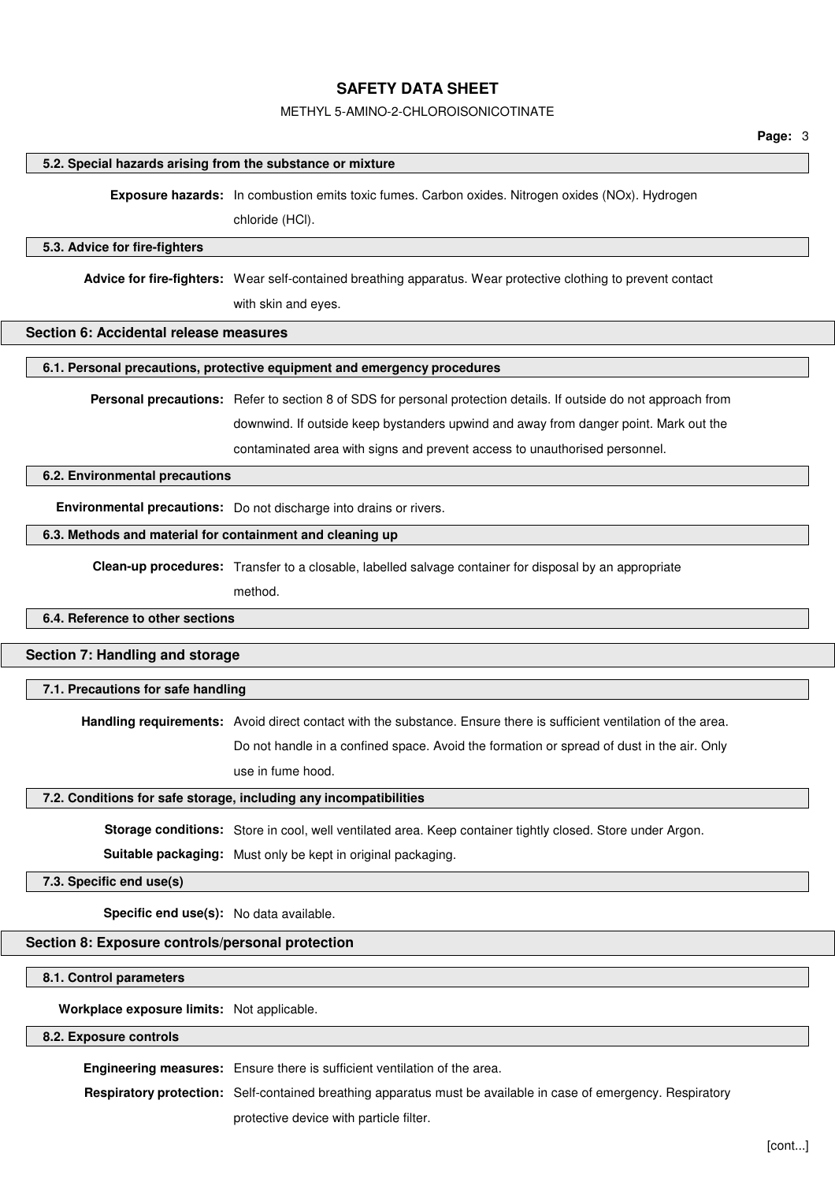### 5.2. Special hazards arising from the substance or mixture

**Exposure hazards:** In combustion emits toxic fumes. Carbon oxides. Nitrogen oxides (NOx). Hydrogen chloride (HCl).

### 5.3. Advice for fire-fighters

**Advice for fire-fighters:** Wear self-contained breathing apparatus. Wear protective clothing to prevent contact with skin and eyes.

## Section 6: Accidental release measures

### 6.1. Personal precautions, protective equipment and emergency procedures

**Personal precautions:** Refer to section 8 of SDS for personal protection details. If outside do not approach from downwind. If outside keep bystanders upwind and away from danger point. Mark out the contaminated area with signs and prevent access to unauthorised personnel.

### 6.2. Environmental precautions

**Environmental precautions:** Do not discharge into drains or rivers.

### 6.3. Methods and material for containment and cleaning up

**Clean-up procedures:** Transfer to a closable, labelled salvage container for disposal by an appropriate method.

### 6.4. Reference to other sections

## Section 7: Handling and storage

### 7.1. Precautions for safe handling

**Handling requirements:** Avoid direct contact with the substance. Ensure there is sufficient ventilation of the area. Do not handle in a confined space. Avoid the formation or spread of dust in the air. Only use in fume hood.

### 7.2. Conditions for safe storage, including any incompatibilities

**Storage conditions:** Store in cool, well ventilated area. Keep container tightly closed. Store under Argon.

**Suitable packaging:** Must only be kept in original packaging.

### 7.3. Specific end use(s)

**Specific end use(s):** No data available.

## Section 8: Exposure controls/personal protection

### 8.1. Control parameters

**Workplace exposure limits:** Not applicable.

### 8.2. Exposure controls

**Engineering measures:** Ensure there is sufficient ventilation of the area.

**Respiratory protection:** Self-contained breathing apparatus must be available in case of emergency. Respiratory protective device with particle filter.

[cont...]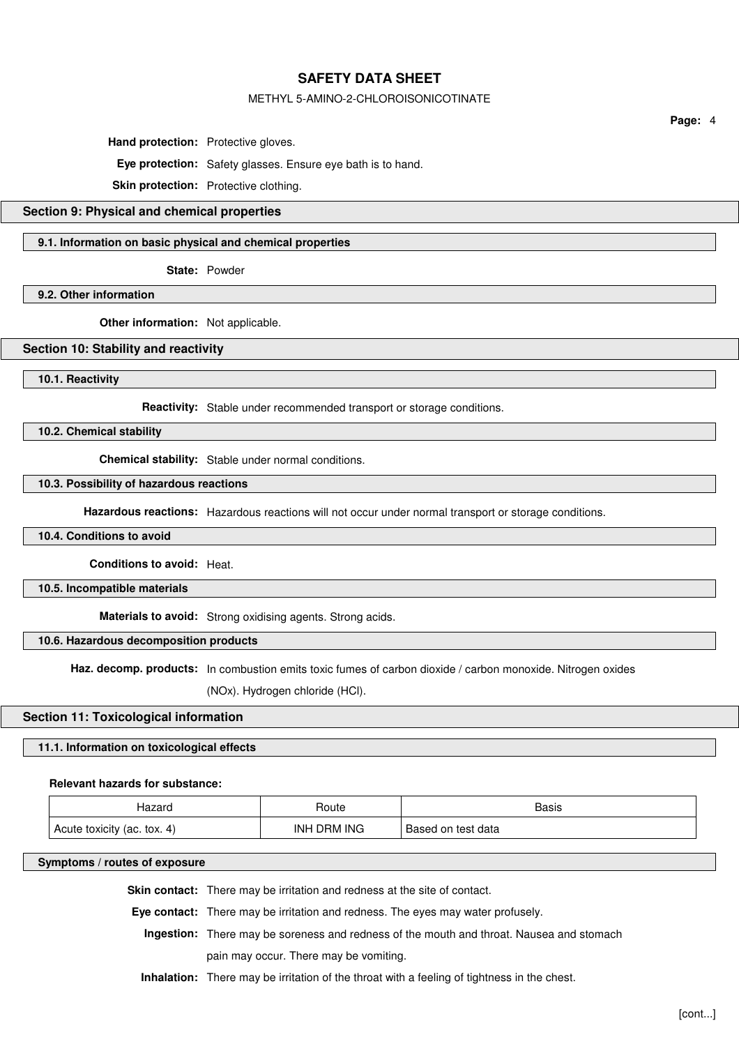**Hand protection:** Protective gloves.

**Eye protection:** Safety glasses. Ensure eye bath is to hand.

**Skin protection:** Protective clothing.

## Section 9: Physical and chemical properties

### 9.1. Information on basic physical and chemical properties

**State:** Powder

### 9.2. Other information

**Other information:** Not applicable.

## Section 10: Stability and reactivity

### 10.1. Reactivity

**Reactivity:** Stable under recommended transport or storage conditions.

### 10.2. Chemical stability

**Chemical stability:** Stable under normal conditions.

### 10.3. Possibility of hazardous reactions

**Hazardous reactions:** Hazardous reactions will not occur under normal transport or storage conditions.

### 10.4. Conditions to avoid

**Conditions to avoid:** Heat.

### 10.5. Incompatible materials

**Materials to avoid:** Strong oxidising agents. Strong acids.

### 10.6. Hazardous decomposition products

**Haz. decomp. products:** In combustion emits toxic fumes of carbon dioxide / carbon monoxide. Nitrogen oxides (NOx). Hydrogen chloride (HCl).

## Section 11: Toxicological information

### 11.1. Information on toxicological effects

**Relevant hazards for substance:**

| Hazard | Route | Basis |
|---|---|---|
| Acute toxicity (ac. tox. 4) | INH DRM ING | Based on test data |

### Symptoms / routes of exposure

**Skin contact:** There may be irritation and redness at the site of contact.

**Eye contact:** There may be irritation and redness. The eyes may water profusely.

**Ingestion:** There may be soreness and redness of the mouth and throat. Nausea and stomach pain may occur. There may be vomiting.

**Inhalation:** There may be irritation of the throat with a feeling of tightness in the chest.

[cont...]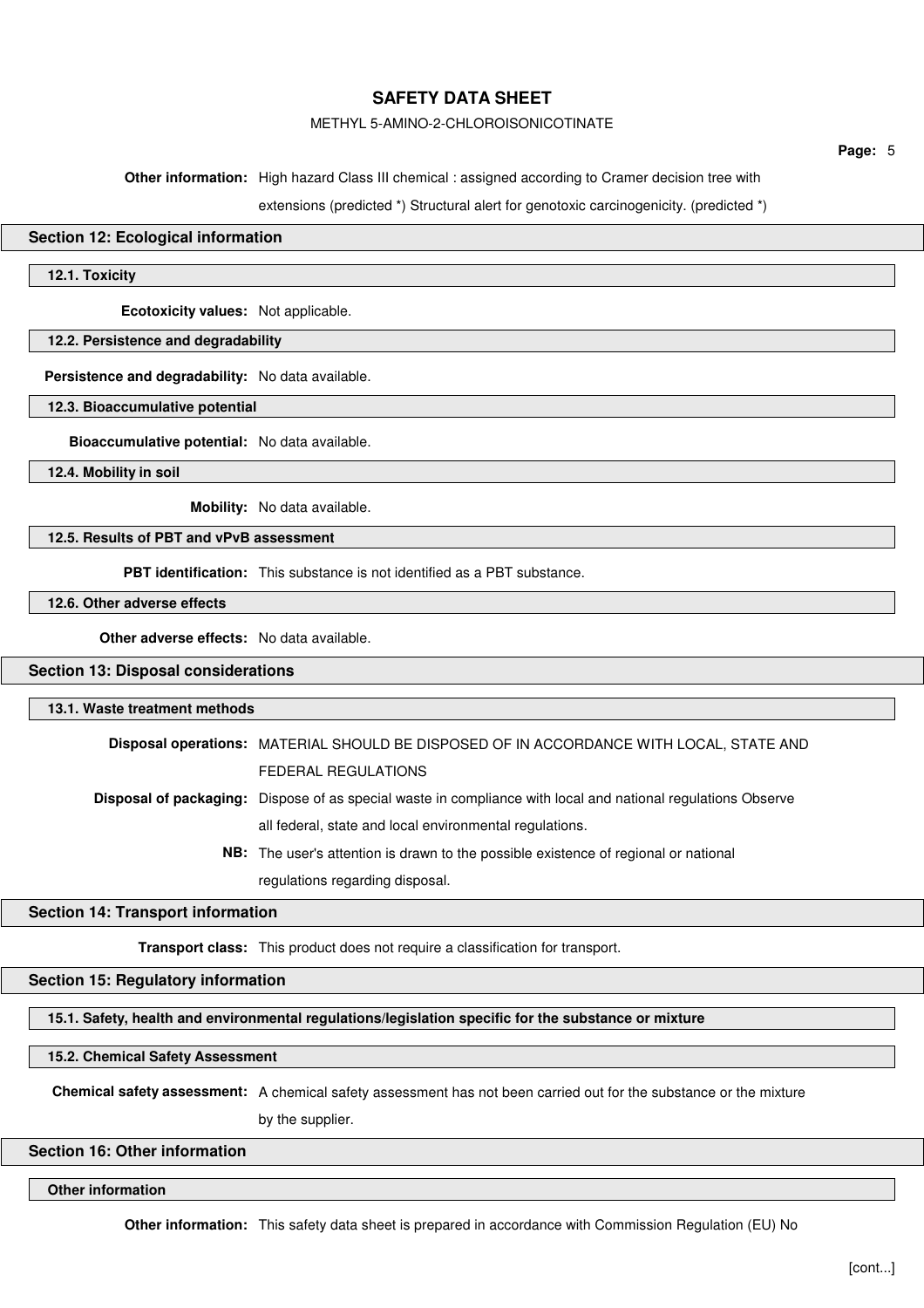**Other information:** High hazard Class III chemical : assigned according to Cramer decision tree with extensions (predicted *) Structural alert for genotoxic carcinogenicity. (predicted *)

## Section 12: Ecological information

### 12.1. Toxicity

**Ecotoxicity values:** Not applicable.

### 12.2. Persistence and degradability

**Persistence and degradability:** No data available.

### 12.3. Bioaccumulative potential

**Bioaccumulative potential:** No data available.

### 12.4. Mobility in soil

**Mobility:** No data available.

### 12.5. Results of PBT and vPvB assessment

**PBT identification:** This substance is not identified as a PBT substance.

### 12.6. Other adverse effects

**Other adverse effects:** No data available.

## Section 13: Disposal considerations

### 13.1. Waste treatment methods

**Disposal operations:** MATERIAL SHOULD BE DISPOSED OF IN ACCORDANCE WITH LOCAL, STATE AND FEDERAL REGULATIONS

**Disposal of packaging:** Dispose of as special waste in compliance with local and national regulations Observe all federal, state and local environmental regulations.

**NB:** The user's attention is drawn to the possible existence of regional or national regulations regarding disposal.

## Section 14: Transport information

**Transport class:** This product does not require a classification for transport.

## Section 15: Regulatory information

### 15.1. Safety, health and environmental regulations/legislation specific for the substance or mixture

### 15.2. Chemical Safety Assessment

**Chemical safety assessment:** A chemical safety assessment has not been carried out for the substance or the mixture by the supplier.

## Section 16: Other information

### Other information

**Other information:** This safety data sheet is prepared in accordance with Commission Regulation (EU) No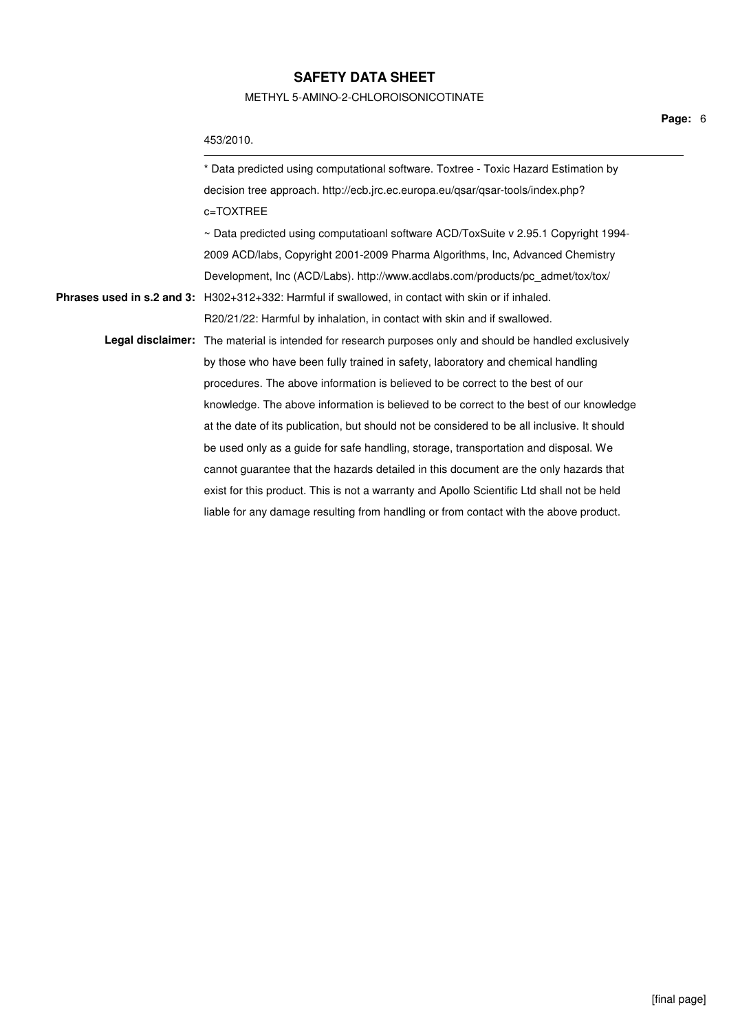453/2010.

* Data predicted using computational software. Toxtree - Toxic Hazard Estimation by decision tree approach. http://ecb.jrc.ec.europa.eu/qsar/qsar-tools/index.php?c=TOXTREE

~ Data predicted using computatioanl software ACD/ToxSuite v 2.95.1 Copyright 1994-2009 ACD/labs, Copyright 2001-2009 Pharma Algorithms, Inc, Advanced Chemistry Development, Inc (ACD/Labs). http://www.acdlabs.com/products/pc_admet/tox/tox/

**Phrases used in s.2 and 3:** H302+312+332: Harmful if swallowed, in contact with skin or if inhaled.

R20/21/22: Harmful by inhalation, in contact with skin and if swallowed.

**Legal disclaimer:** The material is intended for research purposes only and should be handled exclusively by those who have been fully trained in safety, laboratory and chemical handling procedures. The above information is believed to be correct to the best of our knowledge. The above information is believed to be correct to the best of our knowledge at the date of its publication, but should not be considered to be all inclusive. It should be used only as a guide for safe handling, storage, transportation and disposal. We cannot guarantee that the hazards detailed in this document are the only hazards that exist for this product. This is not a warranty and Apollo Scientific Ltd shall not be held liable for any damage resulting from handling or from contact with the above product.

[final page]